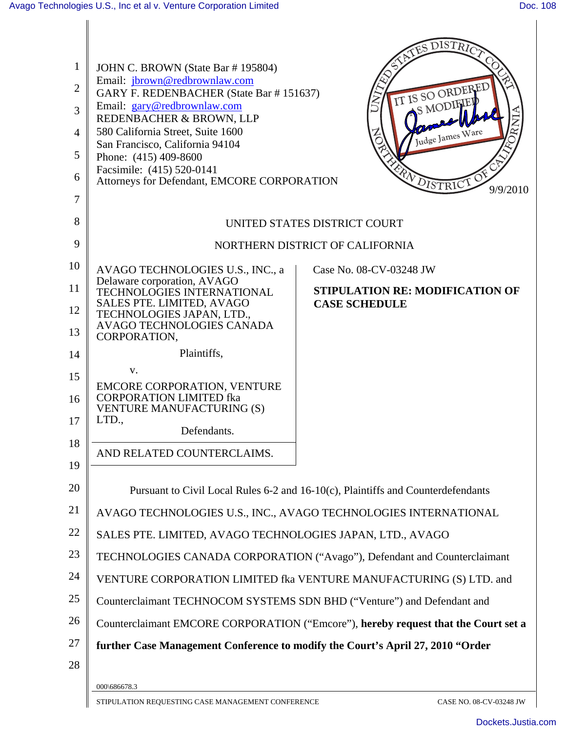JOHN C. BROWN (State Bar # 195804)
Email: jbrown@redbrownlaw.com
GARY F. REDENBACHER (State Bar # 151637)
Email: gary@redbrownlaw.com
REDENBACHER & BROWN, LLP
580 California Street, Suite 1600
San Francisco, California 94104
Phone: (415) 409-8600
Facsimile: (415) 520-0141
Attorneys for Defendant, EMCORE CORPORATION

IT IS SO ORDERED AS MODIFIED
Judge James Ware
9/9/2010

UNITED STATES DISTRICT COURT

NORTHERN DISTRICT OF CALIFORNIA

AVAGO TECHNOLOGIES U.S., INC., a Delaware corporation, AVAGO TECHNOLOGIES INTERNATIONAL SALES PTE. LIMITED, AVAGO TECHNOLOGIES JAPAN, LTD., AVAGO TECHNOLOGIES CANADA CORPORATION,

Plaintiffs,

v.

EMCORE CORPORATION, VENTURE CORPORATION LIMITED fka VENTURE MANUFACTURING (S) LTD.,

Defendants.

AND RELATED COUNTERCLAIMS.

Case No. 08-CV-03248 JW

**STIPULATION RE: MODIFICATION OF CASE SCHEDULE**

Pursuant to Civil Local Rules 6-2 and 16-10(c), Plaintiffs and Counterdefendants AVAGO TECHNOLOGIES U.S., INC., AVAGO TECHNOLOGIES INTERNATIONAL SALES PTE. LIMITED, AVAGO TECHNOLOGIES JAPAN, LTD., AVAGO TECHNOLOGIES CANADA CORPORATION ("Avago"), Defendant and Counterclaimant VENTURE CORPORATION LIMITED fka VENTURE MANUFACTURING (S) LTD. and Counterclaimant TECHNOCOM SYSTEMS SDN BHD ("Venture") and Defendant and Counterclaimant EMCORE CORPORATION ("Emcore"), **hereby request that the Court set a further Case Management Conference to modify the Court's April 27, 2010 "Order**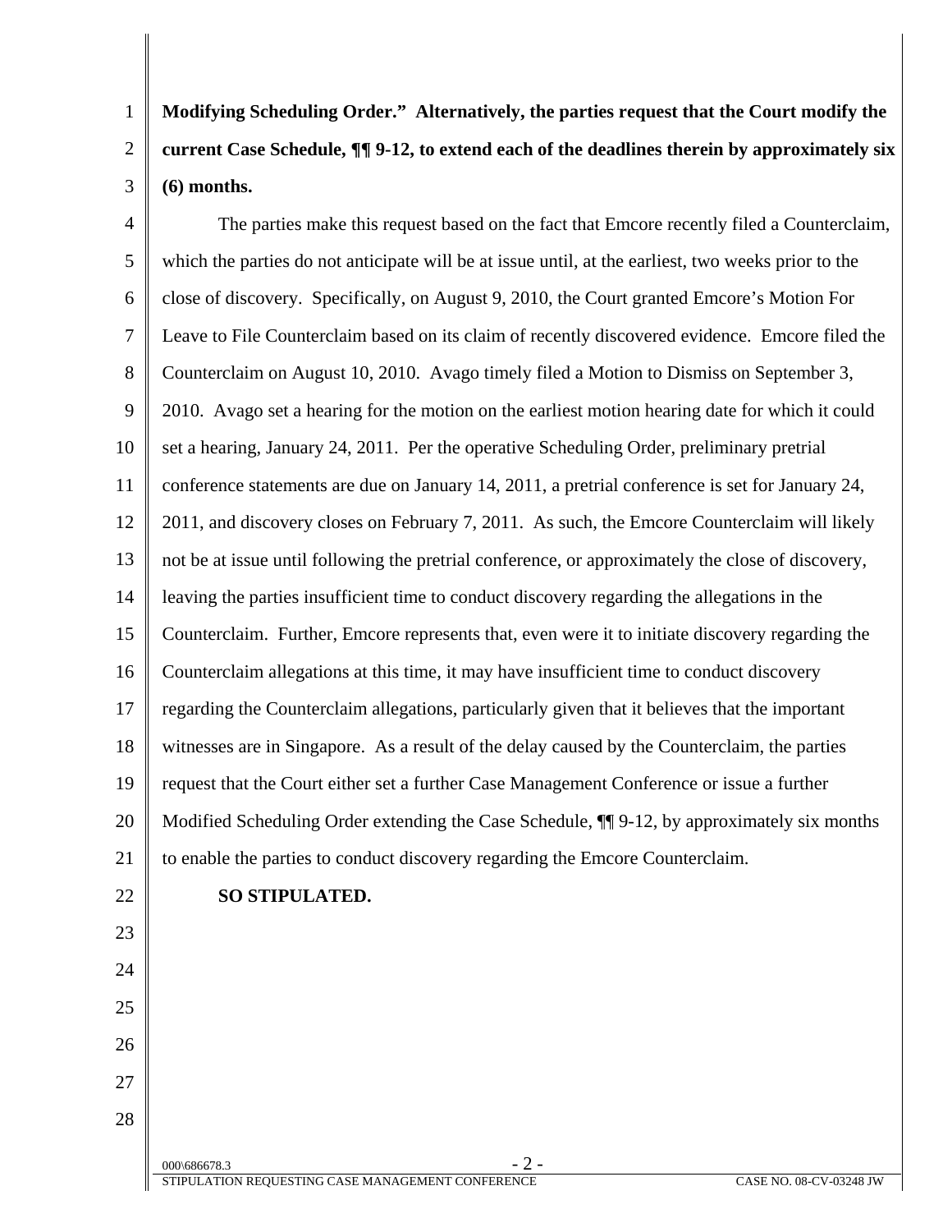**Modifying Scheduling Order." Alternatively, the parties request that the Court modify the current Case Schedule, ¶¶ 9-12, to extend each of the deadlines therein by approximately six (6) months.**

The parties make this request based on the fact that Emcore recently filed a Counterclaim, which the parties do not anticipate will be at issue until, at the earliest, two weeks prior to the close of discovery. Specifically, on August 9, 2010, the Court granted Emcore's Motion For Leave to File Counterclaim based on its claim of recently discovered evidence. Emcore filed the Counterclaim on August 10, 2010. Avago timely filed a Motion to Dismiss on September 3, 2010. Avago set a hearing for the motion on the earliest motion hearing date for which it could set a hearing, January 24, 2011. Per the operative Scheduling Order, preliminary pretrial conference statements are due on January 14, 2011, a pretrial conference is set for January 24, 2011, and discovery closes on February 7, 2011. As such, the Emcore Counterclaim will likely not be at issue until following the pretrial conference, or approximately the close of discovery, leaving the parties insufficient time to conduct discovery regarding the allegations in the Counterclaim. Further, Emcore represents that, even were it to initiate discovery regarding the Counterclaim allegations at this time, it may have insufficient time to conduct discovery regarding the Counterclaim allegations, particularly given that it believes that the important witnesses are in Singapore. As a result of the delay caused by the Counterclaim, the parties request that the Court either set a further Case Management Conference or issue a further Modified Scheduling Order extending the Case Schedule, ¶¶ 9-12, by approximately six months to enable the parties to conduct discovery regarding the Emcore Counterclaim.

**SO STIPULATED.**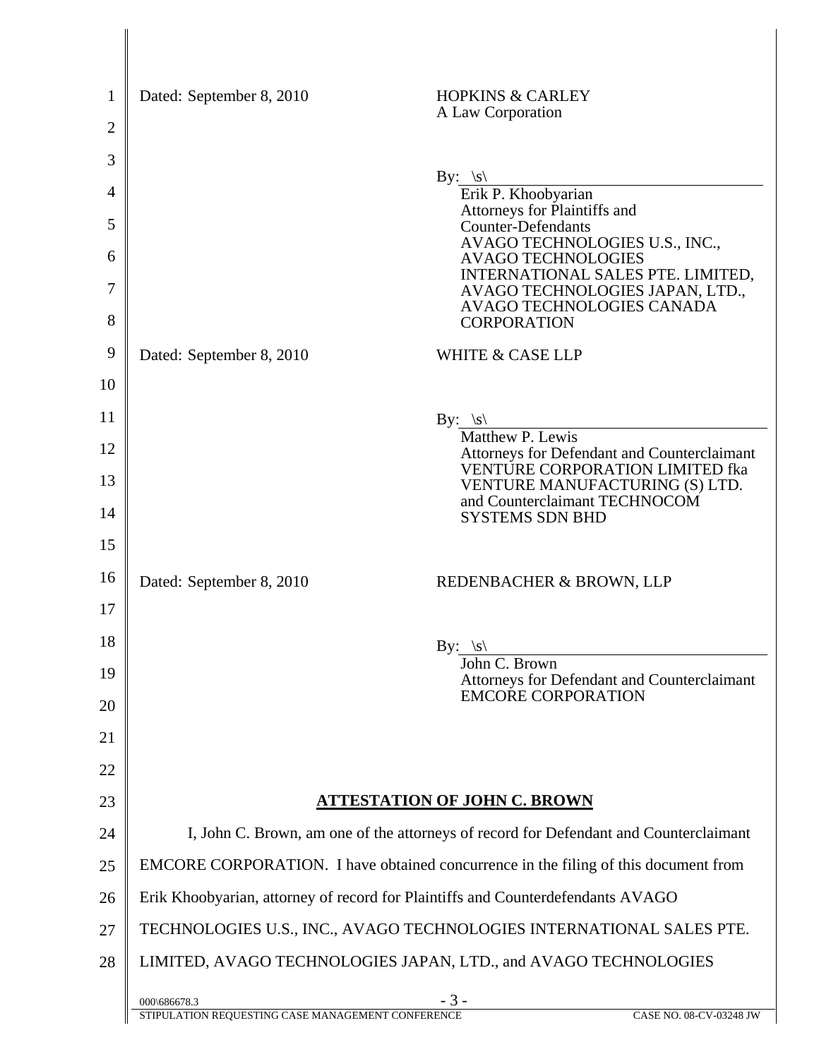Dated: September 8, 2010

HOPKINS & CARLEY
A Law Corporation

By: \s\
Erik P. Khoobyarian
Attorneys for Plaintiffs and Counter-Defendants
AVAGO TECHNOLOGIES U.S., INC., AVAGO TECHNOLOGIES INTERNATIONAL SALES PTE. LIMITED, AVAGO TECHNOLOGIES JAPAN, LTD., AVAGO TECHNOLOGIES CANADA CORPORATION

Dated: September 8, 2010

WHITE & CASE LLP

By: \s\
Matthew P. Lewis
Attorneys for Defendant and Counterclaimant
VENTURE CORPORATION LIMITED fka VENTURE MANUFACTURING (S) LTD. and Counterclaimant TECHNOCOM SYSTEMS SDN BHD

Dated: September 8, 2010

REDENBACHER & BROWN, LLP

By: \s\
John C. Brown
Attorneys for Defendant and Counterclaimant
EMCORE CORPORATION

## ATTESTATION OF JOHN C. BROWN

I, John C. Brown, am one of the attorneys of record for Defendant and Counterclaimant EMCORE CORPORATION. I have obtained concurrence in the filing of this document from Erik Khoobyarian, attorney of record for Plaintiffs and Counterdefendants AVAGO TECHNOLOGIES U.S., INC., AVAGO TECHNOLOGIES INTERNATIONAL SALES PTE. LIMITED, AVAGO TECHNOLOGIES JAPAN, LTD., and AVAGO TECHNOLOGIES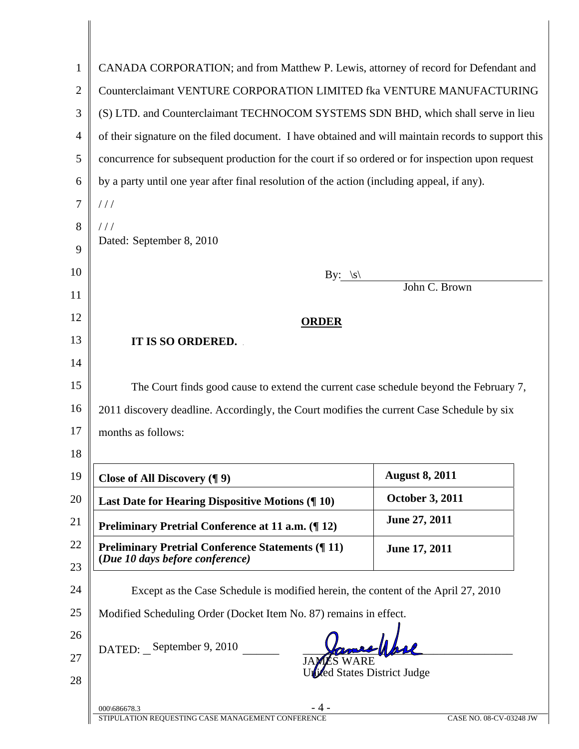CANADA CORPORATION; and from Matthew P. Lewis, attorney of record for Defendant and Counterclaimant VENTURE CORPORATION LIMITED fka VENTURE MANUFACTURING (S) LTD. and Counterclaimant TECHNOCOM SYSTEMS SDN BHD, which shall serve in lieu of their signature on the filed document. I have obtained and will maintain records to support this concurrence for subsequent production for the court if so ordered or for inspection upon request by a party until one year after final resolution of the action (including appeal, if any).

/ / /

/ / /

Dated: September 8, 2010

By: \s\
John C. Brown

## ORDER

**IT IS SO ORDERED.**

The Court finds good cause to extend the current case schedule beyond the February 7, 2011 discovery deadline. Accordingly, the Court modifies the current Case Schedule by six months as follows:

| | |
|---|---|
| **Close of All Discovery (¶ 9)** | **August 8, 2011** |
| **Last Date for Hearing Dispositive Motions (¶ 10)** | **October 3, 2011** |
| **Preliminary Pretrial Conference at 11 a.m. (¶ 12)** | **June 27, 2011** |
| **Preliminary Pretrial Conference Statements (¶ 11) (*Due 10 days before conference*)** | **June 17, 2011** |

Except as the Case Schedule is modified herein, the content of the April 27, 2010 Modified Scheduling Order (Docket Item No. 87) remains in effect.

DATED: September 9, 2010

JAMES WARE
United States District Judge